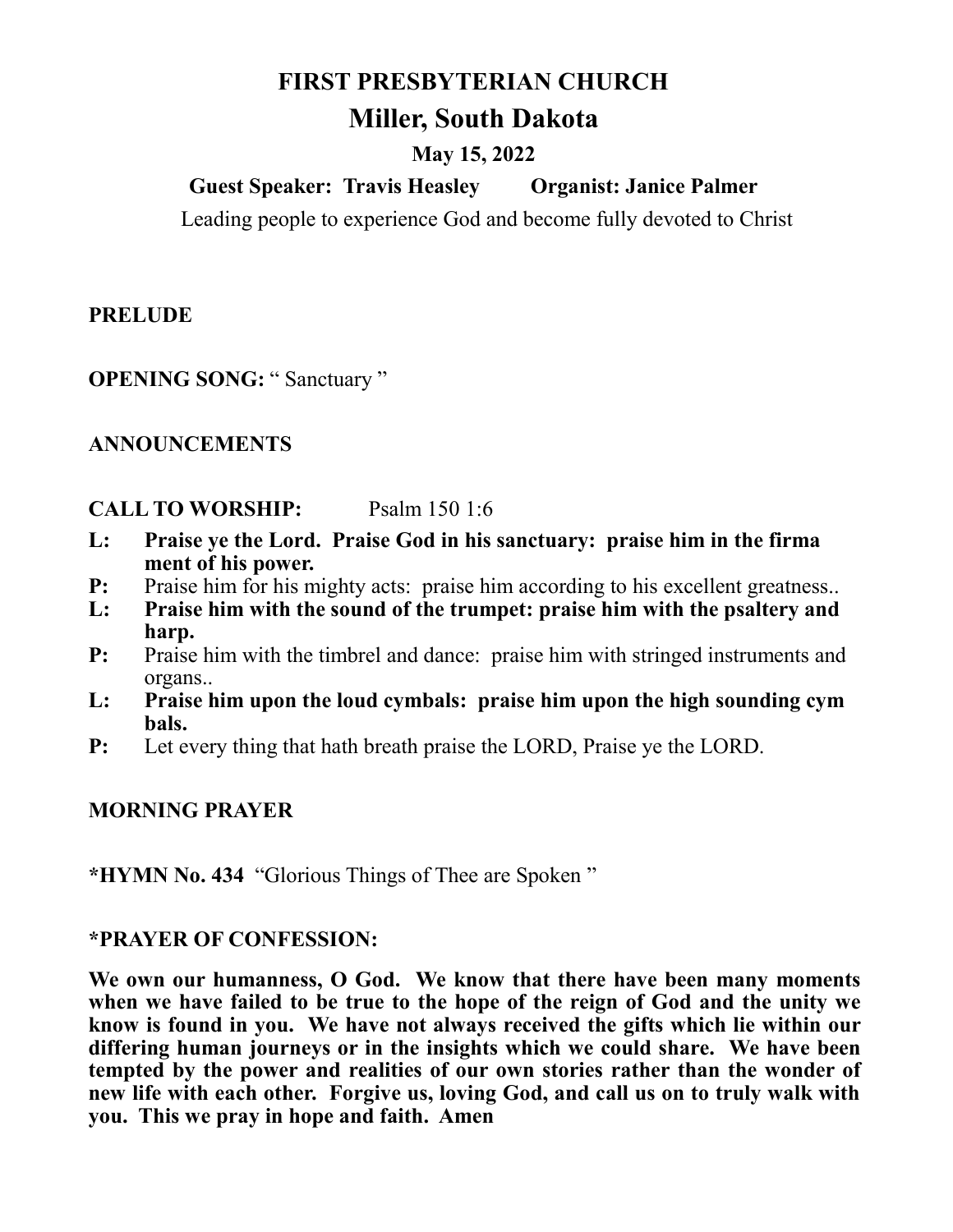# FIRST PRESBYTERIAN CHURCH

## Miller, South Dakota

### May 15, 2022

**Guest Speaker: Travis Heasley Organist: Janice Palmer**

Leading people to experience God and become fully devoted to Christ

**PRELUDE**

**OPENING SONG:** " Sanctuary "

**ANNOUNCEMENTS**

**CALL TO WORSHIP:** Psalm 150 1:6

**L: Praise ye the Lord. Praise God in his sanctuary: praise him in the firma ment of his power.**

**P:** Praise him for his mighty acts: praise him according to his excellent greatness..

**L: Praise him with the sound of the trumpet: praise him with the psaltery and harp.**

**P:** Praise him with the timbrel and dance: praise him with stringed instruments and organs..

**L: Praise him upon the loud cymbals: praise him upon the high sounding cym bals.**

**P:** Let every thing that hath breath praise the LORD, Praise ye the LORD.

**MORNING PRAYER**

**\*HYMN No. 434** "Glorious Things of Thee are Spoken "

**\*PRAYER OF CONFESSION:**

**We own our humanness, O God. We know that there have been many moments when we have failed to be true to the hope of the reign of God and the unity we know is found in you. We have not always received the gifts which lie within our differing human journeys or in the insights which we could share. We have been tempted by the power and realities of our own stories rather than the wonder of new life with each other. Forgive us, loving God, and call us on to truly walk with you. This we pray in hope and faith. Amen**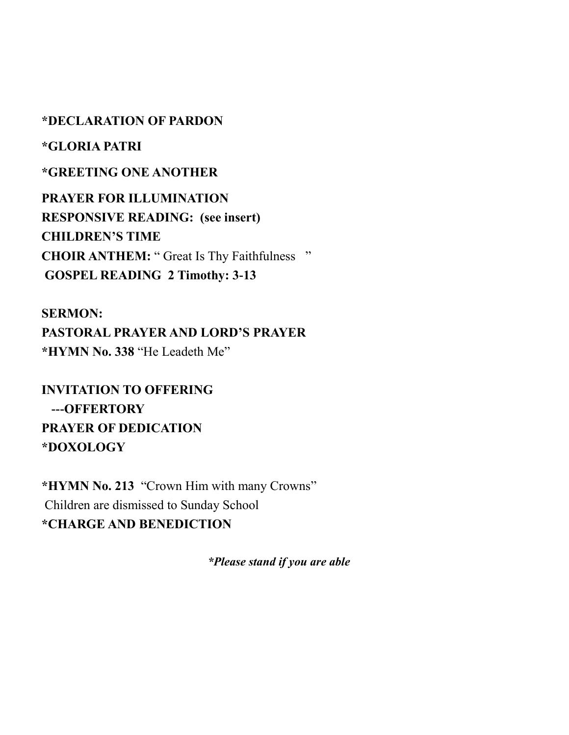**\*DECLARATION OF PARDON**

**\*GLORIA PATRI**

**\*GREETING ONE ANOTHER**

**PRAYER FOR ILLUMINATION**  
**RESPONSIVE READING: (see insert)**  
**CHILDREN'S TIME**  
**CHOIR ANTHEM:** " Great Is Thy Faithfulness "  
**GOSPEL READING 2 Timothy: 3-13**

**SERMON:**  
**PASTORAL PRAYER AND LORD'S PRAYER**  
**\*HYMN No. 338** "He Leadeth Me"

**INVITATION TO OFFERING**  
**---OFFERTORY**  
**PRAYER OF DEDICATION**  
**\*DOXOLOGY**

**\*HYMN No. 213** "Crown Him with many Crowns"  
Children are dismissed to Sunday School  
**\*CHARGE AND BENEDICTION**

***\*Please stand if you are able***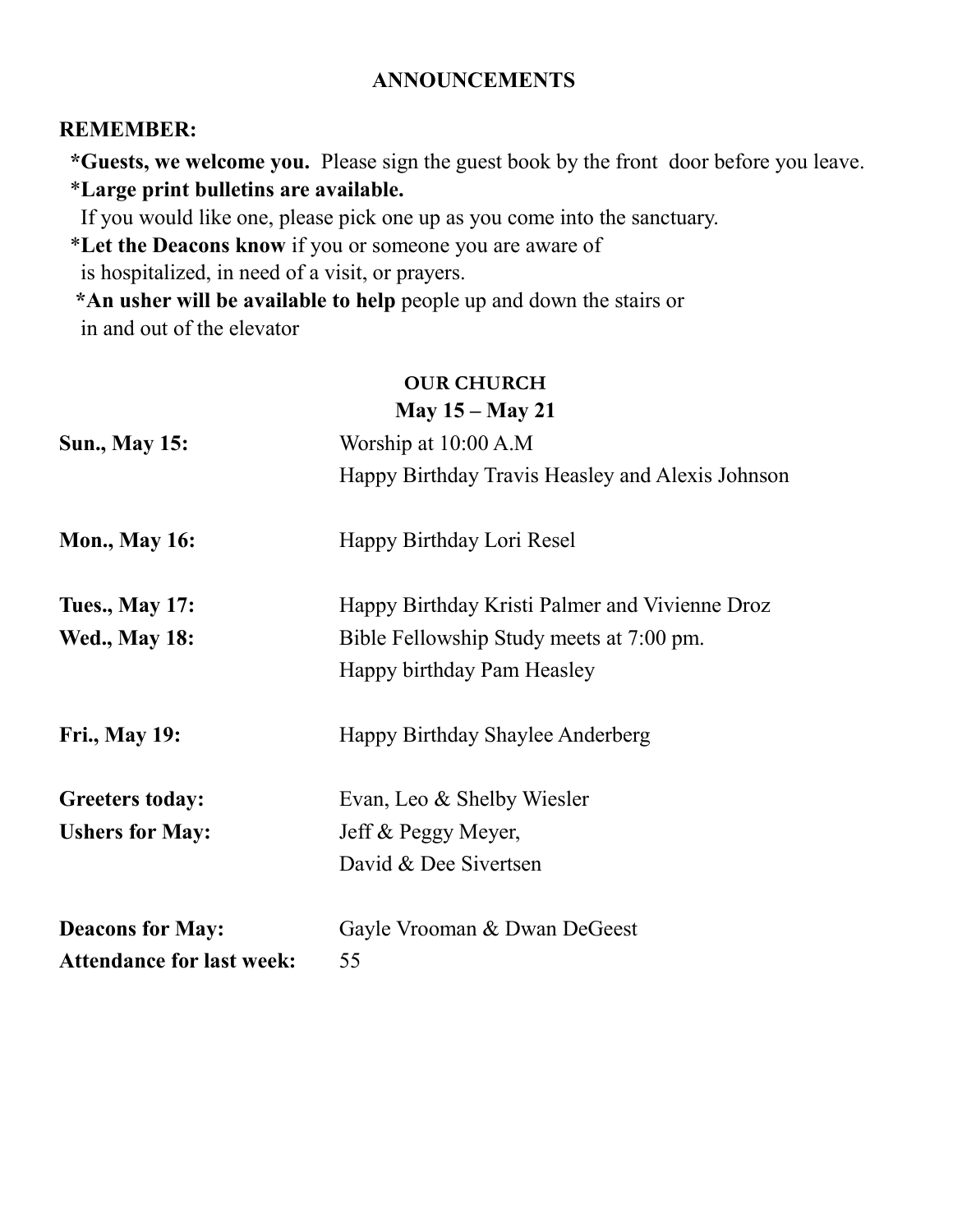## ANNOUNCEMENTS

**REMEMBER:**

*__Guests, we welcome you.__ Please sign the guest book by the front door before you leave.

***Large print bulletins are available.**
If you would like one, please pick one up as you come into the sanctuary.

***Let the Deacons know** if you or someone you are aware of is hospitalized, in need of a visit, or prayers.

***An usher will be available to help** people up and down the stairs or in and out of the elevator

### OUR CHURCH
### May 15 – May 21

| | |
|---|---|
| **Sun., May 15:** | Worship at 10:00 A.M |
| | Happy Birthday Travis Heasley and Alexis Johnson |
| **Mon., May 16:** | Happy Birthday Lori Resel |
| **Tues., May 17:** | Happy Birthday Kristi Palmer and Vivienne Droz |
| **Wed., May 18:** | Bible Fellowship Study meets at 7:00 pm. |
| | Happy birthday Pam Heasley |
| **Fri., May 19:** | Happy Birthday Shaylee Anderberg |
| **Greeters today:** | Evan, Leo & Shelby Wiesler |
| **Ushers for May:** | Jeff & Peggy Meyer, |
| | David & Dee Sivertsen |
| **Deacons for May:** | Gayle Vrooman & Dwan DeGeest |
| **Attendance for last week:** | 55 |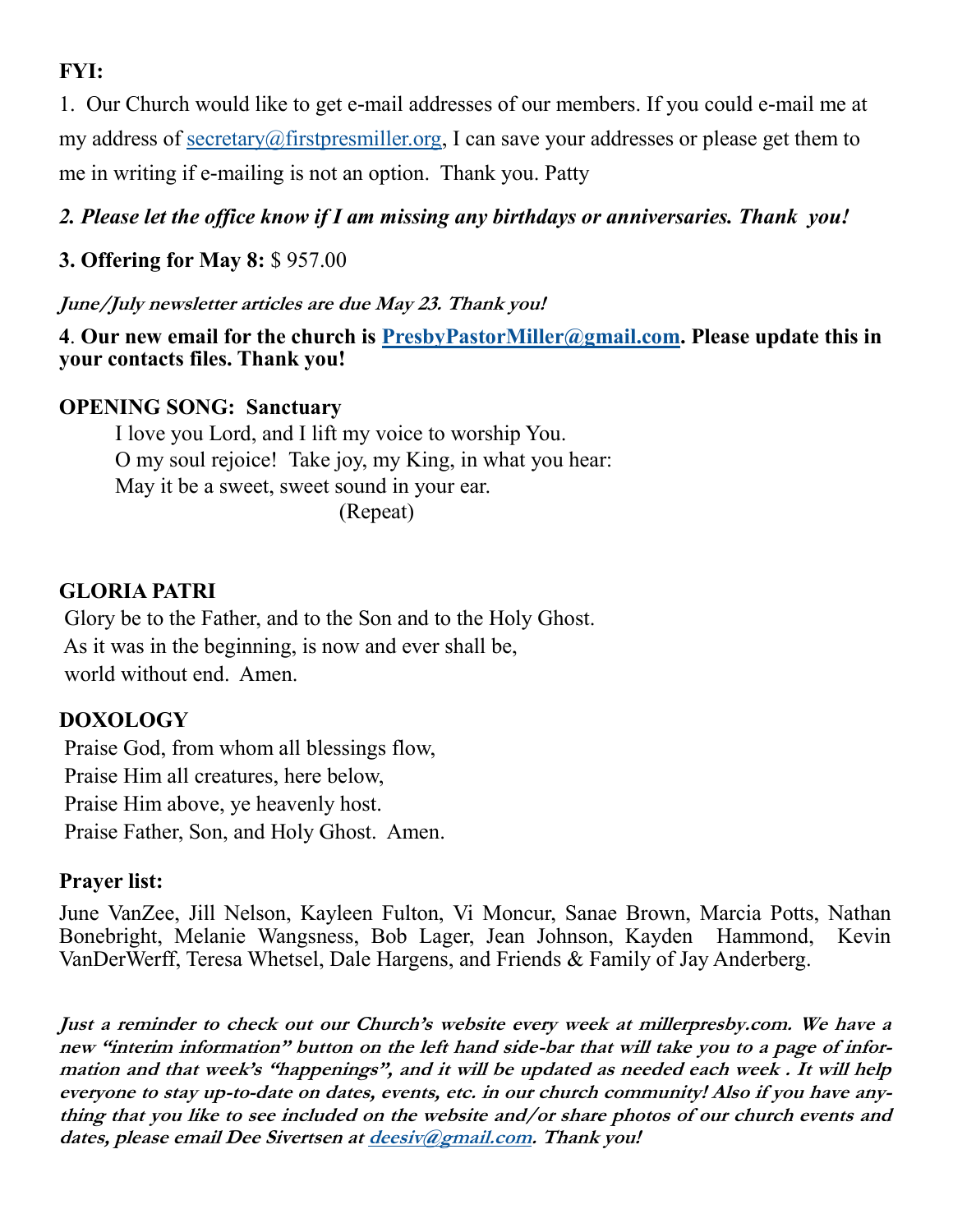**FYI:**

1. Our Church would like to get e-mail addresses of our members. If you could e-mail me at my address of secretary@firstpresmiller.org, I can save your addresses or please get them to me in writing if e-mailing is not an option. Thank you. Patty

***2. Please let the office know if I am missing any birthdays or anniversaries. Thank you!***

**3. Offering for May 8:** $ 957.00

***June/July newsletter articles are due May 23. Thank you!***

**4. Our new email for the church is PresbyPastorMiller@gmail.com. Please update this in your contacts files. Thank you!**

**OPENING SONG: Sanctuary**

I love you Lord, and I lift my voice to worship You.
O my soul rejoice! Take joy, my King, in what you hear:
May it be a sweet, sweet sound in your ear.
(Repeat)

**GLORIA PATRI**

Glory be to the Father, and to the Son and to the Holy Ghost.
As it was in the beginning, is now and ever shall be,
world without end. Amen.

**DOXOLOGY**

Praise God, from whom all blessings flow,
Praise Him all creatures, here below,
Praise Him above, ye heavenly host.
Praise Father, Son, and Holy Ghost. Amen.

**Prayer list:**

June VanZee, Jill Nelson, Kayleen Fulton, Vi Moncur, Sanae Brown, Marcia Potts, Nathan Bonebright, Melanie Wangsness, Bob Lager, Jean Johnson, Kayden Hammond, Kevin VanDerWerff, Teresa Whetsel, Dale Hargens, and Friends & Family of Jay Anderberg.

***Just a reminder to check out our Church's website every week at millerpresby.com. We have a new "interim information" button on the left hand side-bar that will take you to a page of information and that week's "happenings", and it will be updated as needed each week . It will help everyone to stay up-to-date on dates, events, etc. in our church community! Also if you have anything that you like to see included on the website and/or share photos of our church events and dates, please email Dee Sivertsen at deesiv@gmail.com. Thank you!***